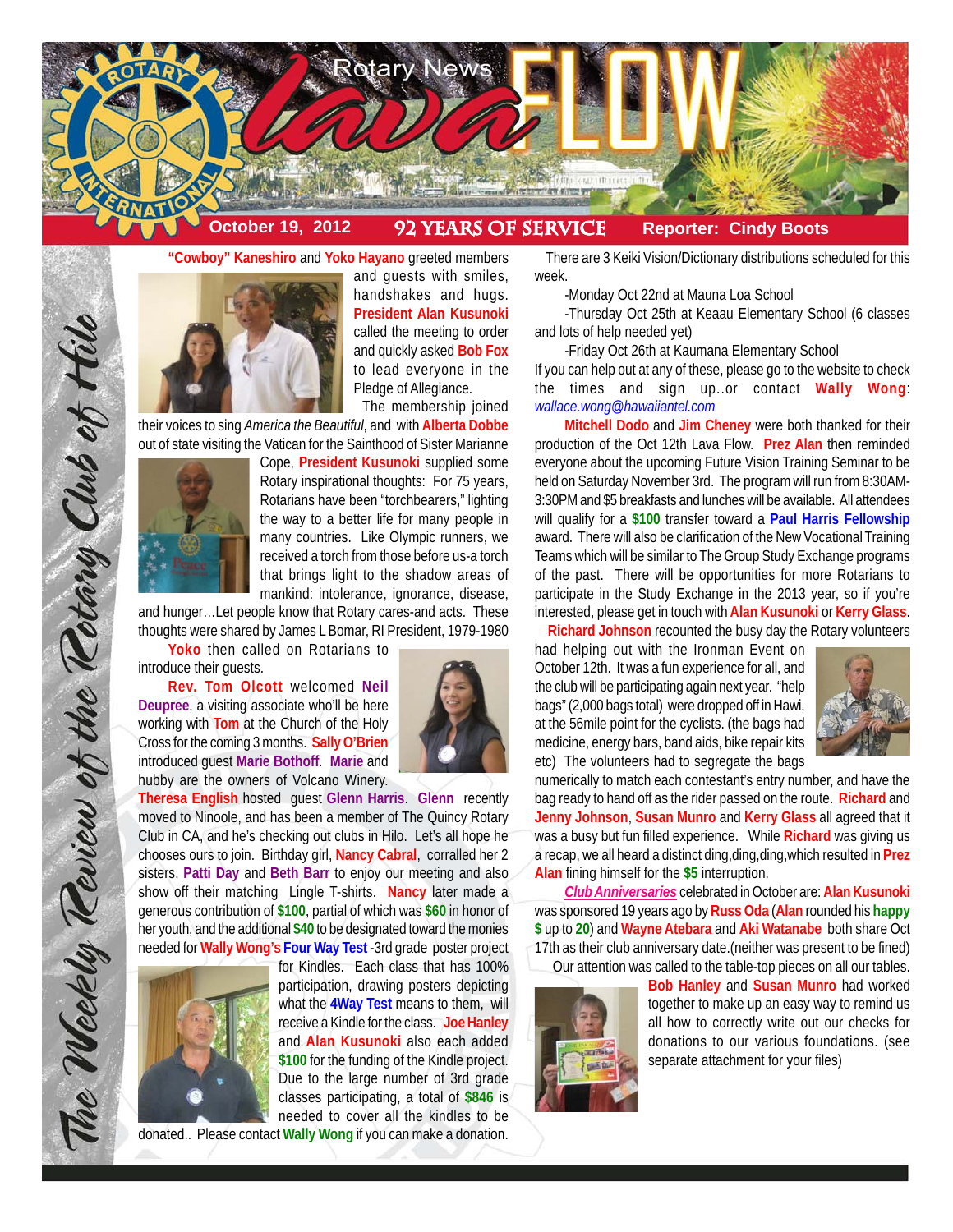# Rotary News Lava FLOW

**October 19, 2012** | **92 YEARS OF SERVICE** | **Reporter: Cindy Boots**

*The Weekly Review of the Rotary Club of Hilo*

**"Cowboy" Kaneshiro** and **Yoko Hayano** greeted members and guests with smiles, handshakes and hugs. **President Alan Kusunoki** called the meeting to order and quickly asked **Bob Fox** to lead everyone in the Pledge of Allegiance.

The membership joined their voices to sing *America the Beautiful*, and with **Alberta Dobbe** out of state visiting the Vatican for the Sainthood of Sister Marianne Cope, **President Kusunoki** supplied some Rotary inspirational thoughts: For 75 years, Rotarians have been "torchbearers," lighting the way to a better life for many people in many countries. Like Olympic runners, we received a torch from those before us-a torch that brings light to the shadow areas of mankind: intolerance, ignorance, disease, and hunger…Let people know that Rotary cares-and acts. These thoughts were shared by James L Bomar, RI President, 1979-1980

**Yoko** then called on Rotarians to introduce their guests.

**Rev. Tom Olcott** welcomed **Neil Deupree**, a visiting associate who'll be here working with **Tom** at the Church of the Holy Cross for the coming 3 months. **Sally O'Brien** introduced guest **Marie Bothoff**. **Marie** and hubby are the owners of Volcano Winery. **Theresa English** hosted guest **Glenn Harris**. **Glenn** recently moved to Ninoole, and has been a member of The Quincy Rotary Club in CA, and he's checking out clubs in Hilo. Let's all hope he chooses ours to join. Birthday girl, **Nancy Cabral**, corralled her 2 sisters, **Patti Day** and **Beth Barr** to enjoy our meeting and also show off their matching Lingle T-shirts. **Nancy** later made a generous contribution of **$100**, partial of which was **$60** in honor of her youth, and the additional **$40** to be designated toward the monies needed for **Wally Wong's Four Way Test** -3rd grade poster project for Kindles. Each class that has 100% participation, drawing posters depicting what the **4Way Test** means to them, will receive a Kindle for the class. **Joe Hanley** and **Alan Kusunoki** also each added **$100** for the funding of the Kindle project. Due to the large number of 3rd grade classes participating, a total of **$846** is needed to cover all the kindles to be donated.. Please contact **Wally Wong** if you can make a donation.

There are 3 Keiki Vision/Dictionary distributions scheduled for this week.

-Monday Oct 22nd at Mauna Loa School

-Thursday Oct 25th at Keaau Elementary School (6 classes and lots of help needed yet)

-Friday Oct 26th at Kaumana Elementary School

If you can help out at any of these, please go to the website to check the times and sign up..or contact **Wally Wong**: wallace.wong@hawaiiantel.com

**Mitchell Dodo** and **Jim Cheney** were both thanked for their production of the Oct 12th Lava Flow. **Prez Alan** then reminded everyone about the upcoming Future Vision Training Seminar to be held on Saturday November 3rd. The program will run from 8:30AM-3:30PM and $5 breakfasts and lunches will be available. All attendees will qualify for a **$100** transfer toward a **Paul Harris Fellowship** award. There will also be clarification of the New Vocational Training Teams which will be similar to The Group Study Exchange programs of the past. There will be opportunities for more Rotarians to participate in the Study Exchange in the 2013 year, so if you're interested, please get in touch with **Alan Kusunoki** or **Kerry Glass**.

**Richard Johnson** recounted the busy day the Rotary volunteers had helping out with the Ironman Event on October 12th. It was a fun experience for all, and the club will be participating again next year. "help bags" (2,000 bags total) were dropped off in Hawi, at the 56mile point for the cyclists. (the bags had medicine, energy bars, band aids, bike repair kits etc) The volunteers had to segregate the bags numerically to match each contestant's entry number, and have the bag ready to hand off as the rider passed on the route. **Richard** and **Jenny Johnson**, **Susan Munro** and **Kerry Glass** all agreed that it was a busy but fun filled experience. While **Richard** was giving us a recap, we all heard a distinct ding,ding,ding,which resulted in **Prez Alan** fining himself for the **$5** interruption.

***Club Anniversaries*** celebrated in October are: **Alan Kusunoki** was sponsored 19 years ago by **Russ Oda** (**Alan** rounded his **happy $** up to **20**) and **Wayne Atebara** and **Aki Watanabe** both share Oct 17th as their club anniversary date.(neither was present to be fined)

Our attention was called to the table-top pieces on all our tables. **Bob Hanley** and **Susan Munro** had worked together to make up an easy way to remind us all how to correctly write out our checks for donations to our various foundations. (see separate attachment for your files)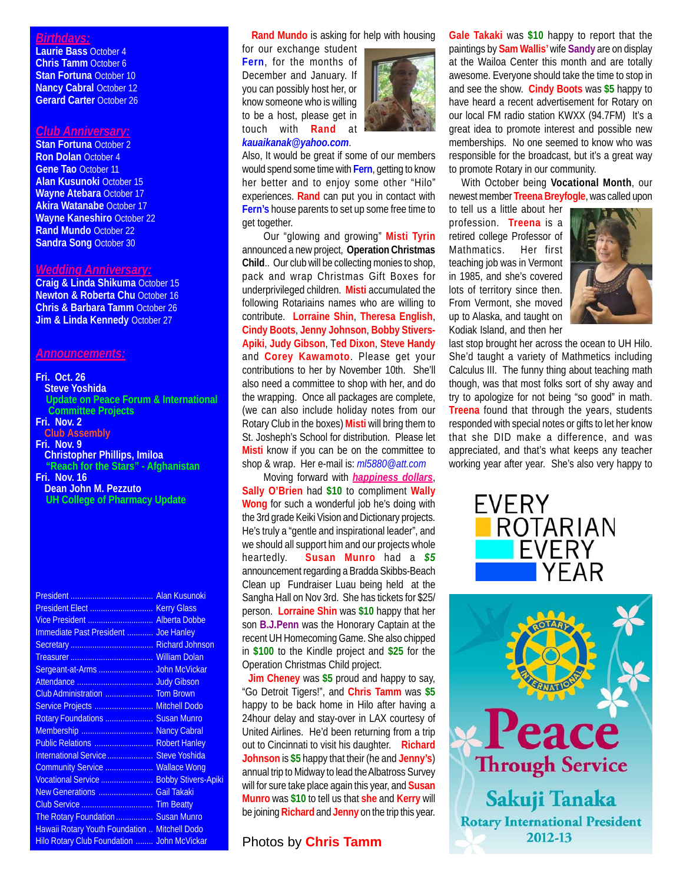## *Birthdays:*

**Laurie Bass** October 4
**Chris Tamm** October 6
**Stan Fortuna** October 10
**Nancy Cabral** October 12
**Gerard Carter** October 26

## *Club Anniversary:*

**Stan Fortuna** October 2
**Ron Dolan** October 4
**Gene Tao** October 11
**Alan Kusunoki** October 15
**Wayne Atebara** October 17
**Akira Watanabe** October 17
**Wayne Kaneshiro** October 22
**Rand Mundo** October 22
**Sandra Song** October 30

## *Wedding Anniversary:*

**Craig & Linda Shikuma** October 15
**Newton & Roberta Chu** October 16
**Chris & Barbara Tamm** October 26
**Jim & Linda Kennedy** October 27

## *Announcements:*

**Fri. Oct. 26**
**Steve Yoshida**
**Update on Peace Forum & International Committee Projects**

**Fri. Nov. 2**
**Club Assembly**

**Fri. Nov. 9**
**Christopher Phillips, Imiloa**
**"Reach for the Stars" - Afghanistan**

**Fri. Nov. 16**
**Dean John M. Pezzuto**
**UH College of Pharmacy Update**

| | |
|---|---|
| President | Alan Kusunoki |
| President Elect | Kerry Glass |
| Vice President | Alberta Dobbe |
| Immediate Past President | Joe Hanley |
| Secretary | Richard Johnson |
| Treasurer | William Dolan |
| Sergeant-at-Arms | John McVickar |
| Attendance | Judy Gibson |
| Club Administration | Tom Brown |
| Service Projects | Mitchell Dodo |
| Rotary Foundations | Susan Munro |
| Membership | Nancy Cabral |
| Public Relations | Robert Hanley |
| International Service | Steve Yoshida |
| Community Service | Wallace Wong |
| Vocational Service | Bobby Stivers-Apiki |
| New Generations | Gail Takaki |
| Club Service | Tim Beatty |
| The Rotary Foundation | Susan Munro |
| Hawaii Rotary Youth Foundation | Mitchell Dodo |
| Hilo Rotary Club Foundation | John McVickar |

**Rand Mundo** is asking for help with housing for our exchange student **Fern**, for the months of December and January. If you can possibly host her, or know someone who is willing to be a host, please get in touch with **Rand** at *kauaikanak@yahoo.com*. Also, It would be great if some of our members would spend some time with **Fern**, getting to know her better and to enjoy some other "Hilo" experiences. **Rand** can put you in contact with **Fern's** house parents to set up some free time to get together.

Our "glowing and growing" **Misti Tyrin** announced a new project, **Operation Christmas Child**.. Our club will be collecting monies to shop, pack and wrap Christmas Gift Boxes for underprivileged children. **Misti** accumulated the following Rotarians names who are willing to contribute. **Lorraine Shin**, **Theresa English**, **Cindy Boots**, **Jenny Johnson**, **Bobby Stivers-Apiki**, **Judy Gibson**, **Ted Dixon**, **Steve Handy** and **Corey Kawamoto**. Please get your contributions to her by November 10th. She'll also need a committee to shop with her, and do the wrapping. Once all packages are complete, (we can also include holiday notes from our Rotary Club in the boxes) **Misti** will bring them to St. Josheph's School for distribution. Please let **Misti** know if you can be on the committee to shop & wrap. Her e-mail is: *ml5880@att.com*

Moving forward with ***happiness dollars***, **Sally O'Brien** had **$10** to compliment **Wally Wong** for such a wonderful job he's doing with the 3rd grade Keiki Vision and Dictionary projects. He's truly a "gentle and inspirational leader", and we should all support him and our projects whole heartedly. **Susan Munro** had a ***$5*** announcement regarding a Bradda Skibbs-Beach Clean up Fundraiser Luau being held at the Sangha Hall on Nov 3rd. She has tickets for $25/ person. **Lorraine Shin** was **$10** happy that her son **B.J.Penn** was the Honorary Captain at the recent UH Homecoming Game. She also chipped in **$100** to the Kindle project and **$25** for the Operation Christmas Child project.

**Jim Cheney** was **$5** proud and happy to say, "Go Detroit Tigers!", and **Chris Tamm** was **$5** happy to be back home in Hilo after having a 24hour delay and stay-over in LAX courtesy of United Airlines. He'd been returning from a trip out to Cincinnati to visit his daughter. **Richard Johnson** is **$5** happy that their (he and **Jenny's**) annual trip to Midway to lead the Albatross Survey will for sure take place again this year, and **Susan Munro** was **$10** to tell us that **she** and **Kerry** will be joining **Richard** and **Jenny** on the trip this year.

Photos by **Chris Tamm**

**Gale Takaki** was **$10** happy to report that the paintings by **Sam Wallis'** wife **Sandy** are on display at the Wailoa Center this month and are totally awesome. Everyone should take the time to stop in and see the show. **Cindy Boots** was **$5** happy to have heard a recent advertisement for Rotary on our local FM radio station KWXX (94.7FM) It's a great idea to promote interest and possible new memberships. No one seemed to know who was responsible for the broadcast, but it's a great way to promote Rotary in our community.

With October being **Vocational Month**, our newest member **Treena Breyfogle**, was called upon to tell us a little about her profession. **Treena** is a retired college Professor of Mathmatics. Her first teaching job was in Vermont in 1985, and she's covered lots of territory since then. From Vermont, she moved up to Alaska, and taught on Kodiak Island, and then her last stop brought her across the ocean to UH Hilo. She'd taught a variety of Mathmetics including Calculus III. The funny thing about teaching math though, was that most folks sort of shy away and try to apologize for not being "so good" in math. **Treena** found that through the years, students responded with special notes or gifts to let her know that she DID make a difference, and was appreciated, and that's what keeps any teacher working year after year. She's also very happy to

EVERY ROTARIAN EVERY YEAR

Peace Through Service
Sakuji Tanaka
Rotary International President
2012-13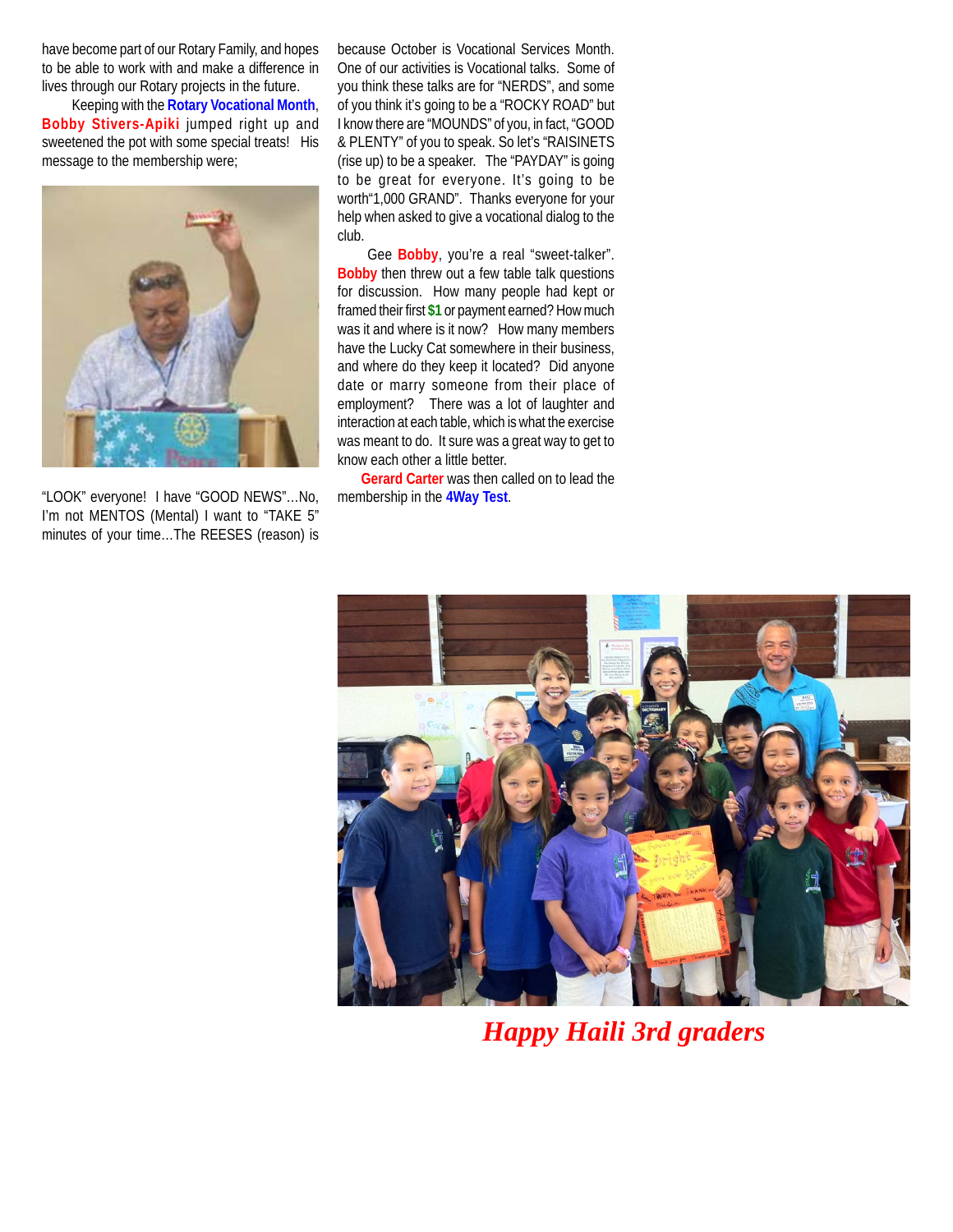have become part of our Rotary Family, and hopes to be able to work with and make a difference in lives through our Rotary projects in the future.

Keeping with the **Rotary Vocational Month**, **Bobby Stivers-Apiki** jumped right up and sweetened the pot with some special treats! His message to the membership were;

“LOOK” everyone! I have “GOOD NEWS”…No, I’m not MENTOS (Mental) I want to “TAKE 5” minutes of your time…The REESES (reason) is because October is Vocational Services Month. One of our activities is Vocational talks. Some of you think these talks are for “NERDS”, and some of you think it’s going to be a “ROCKY ROAD” but I know there are “MOUNDS” of you, in fact, “GOOD & PLENTY” of you to speak. So let’s “RAISINETS (rise up) to be a speaker. The “PAYDAY” is going to be great for everyone. It’s going to be worth“1,000 GRAND”. Thanks everyone for your help when asked to give a vocational dialog to the club.

Gee **Bobby**, you’re a real “sweet-talker”. **Bobby** then threw out a few table talk questions for discussion. How many people had kept or framed their first **$1** or payment earned? How much was it and where is it now? How many members have the Lucky Cat somewhere in their business, and where do they keep it located? Did anyone date or marry someone from their place of employment? There was a lot of laughter and interaction at each table, which is what the exercise was meant to do. It sure was a great way to get to know each other a little better.

**Gerard Carter** was then called on to lead the membership in the **4Way Test**.

***Happy Haili 3rd graders***